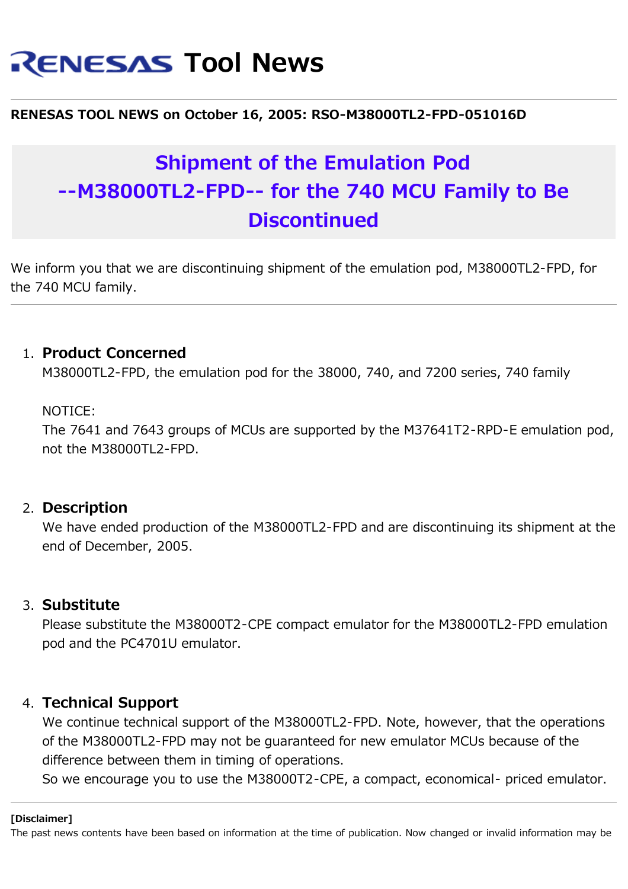# RENESAS Tool News

**RENESAS TOOL NEWS on October 16, 2005: RSO-M38000TL2-FPD-051016D**

## Shipment of the Emulation Pod --M38000TL2-FPD-- for the 740 MCU Family to Be Discontinued

We inform you that we are discontinuing shipment of the emulation pod, M38000TL2-FPD, for the 740 MCU family.

---

1. **Product Concerned**
   M38000TL2-FPD, the emulation pod for the 38000, 740, and 7200 series, 740 family

   NOTICE:
   The 7641 and 7643 groups of MCUs are supported by the M37641T2-RPD-E emulation pod, not the M38000TL2-FPD.

2. **Description**
   We have ended production of the M38000TL2-FPD and are discontinuing its shipment at the end of December, 2005.

3. **Substitute**
   Please substitute the M38000T2-CPE compact emulator for the M38000TL2-FPD emulation pod and the PC4701U emulator.

4. **Technical Support**
   We continue technical support of the M38000TL2-FPD. Note, however, that the operations of the M38000TL2-FPD may not be guaranteed for new emulator MCUs because of the difference between them in timing of operations.
   So we encourage you to use the M38000T2-CPE, a compact, economical- priced emulator.

---

**[Disclaimer]**
The past news contents have been based on information at the time of publication. Now changed or invalid information may be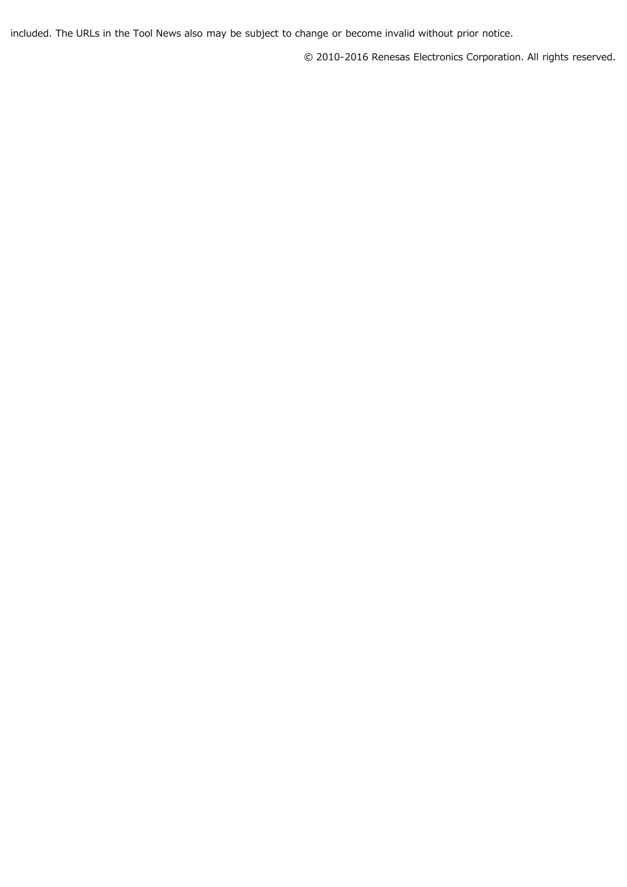included. The URLs in the Tool News also may be subject to change or become invalid without prior notice.

© 2010-2016 Renesas Electronics Corporation. All rights reserved.